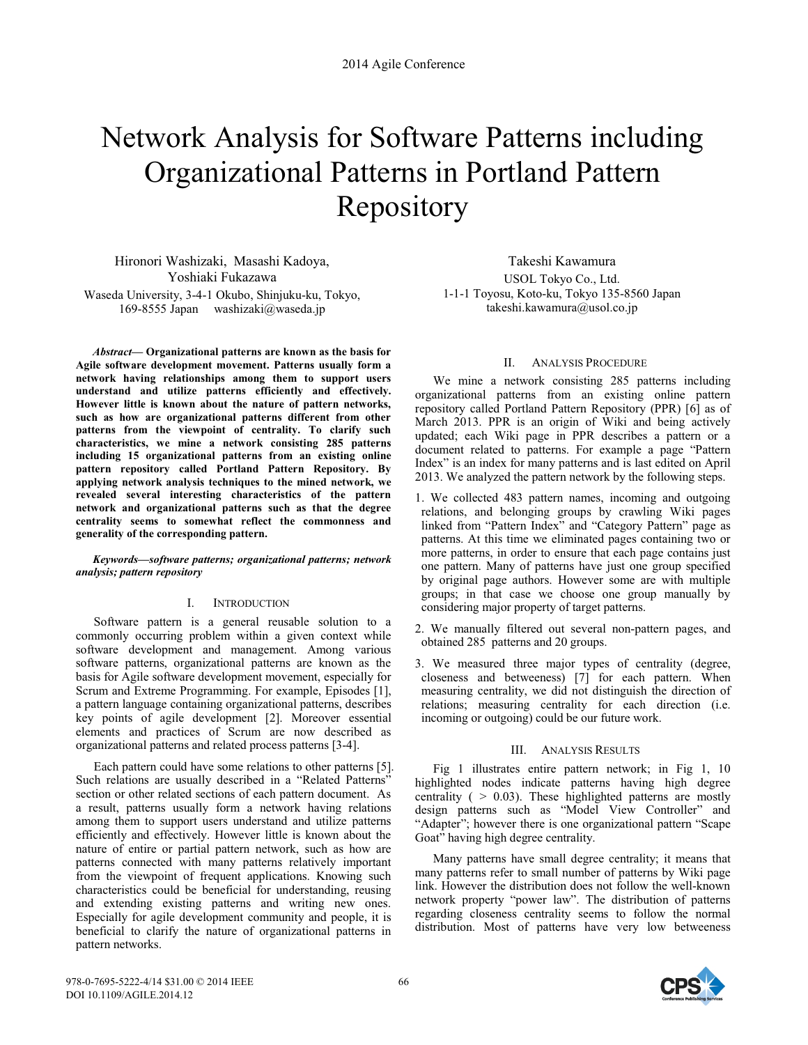# Network Analysis for Software Patterns including Organizational Patterns in Portland Pattern Repository

Hironori Washizaki, Masashi Kadoya, Yoshiaki Fukazawa
Waseda University, 3-4-1 Okubo, Shinjuku-ku, Tokyo, 169-8555 Japan washizaki@waseda.jp

Takeshi Kawamura
USOL Tokyo Co., Ltd.
1-1-1 Toyosu, Koto-ku, Tokyo 135-8560 Japan
takeshi.kawamura@usol.co.jp

***Abstract*— Organizational patterns are known as the basis for Agile software development movement. Patterns usually form a network having relationships among them to support users understand and utilize patterns efficiently and effectively. However little is known about the nature of pattern networks, such as how are organizational patterns different from other patterns from the viewpoint of centrality. To clarify such characteristics, we mine a network consisting 285 patterns including 15 organizational patterns from an existing online pattern repository called Portland Pattern Repository. By applying network analysis techniques to the mined network, we revealed several interesting characteristics of the pattern network and organizational patterns such as that the degree centrality seems to somewhat reflect the commonness and generality of the corresponding pattern.**

***Keywords—software patterns; organizational patterns; network analysis; pattern repository***

## I. Introduction

Software pattern is a general reusable solution to a commonly occurring problem within a given context while software development and management. Among various software patterns, organizational patterns are known as the basis for Agile software development movement, especially for Scrum and Extreme Programming. For example, Episodes [1], a pattern language containing organizational patterns, describes key points of agile development [2]. Moreover essential elements and practices of Scrum are now described as organizational patterns and related process patterns [3-4].

Each pattern could have some relations to other patterns [5]. Such relations are usually described in a "Related Patterns" section or other related sections of each pattern document. As a result, patterns usually form a network having relations among them to support users understand and utilize patterns efficiently and effectively. However little is known about the nature of entire or partial pattern network, such as how are patterns connected with many patterns relatively important from the viewpoint of frequent applications. Knowing such characteristics could be beneficial for understanding, reusing and extending existing patterns and writing new ones. Especially for agile development community and people, it is beneficial to clarify the nature of organizational patterns in pattern networks.

## II. Analysis Procedure

We mine a network consisting 285 patterns including organizational patterns from an existing online pattern repository called Portland Pattern Repository (PPR) [6] as of March 2013. PPR is an origin of Wiki and being actively updated; each Wiki page in PPR describes a pattern or a document related to patterns. For example a page "Pattern Index" is an index for many patterns and is last edited on April 2013. We analyzed the pattern network by the following steps.

1. We collected 483 pattern names, incoming and outgoing relations, and belonging groups by crawling Wiki pages linked from "Pattern Index" and "Category Pattern" page as patterns. At this time we eliminated pages containing two or more patterns, in order to ensure that each page contains just one pattern. Many of patterns have just one group specified by original page authors. However some are with multiple groups; in that case we choose one group manually by considering major property of target patterns.
2. We manually filtered out several non-pattern pages, and obtained 285 patterns and 20 groups.
3. We measured three major types of centrality (degree, closeness and betweeness) [7] for each pattern. When measuring centrality, we did not distinguish the direction of relations; measuring centrality for each direction (i.e. incoming or outgoing) could be our future work.

## III. Analysis Results

Fig 1 illustrates entire pattern network; in Fig 1, 10 highlighted nodes indicate patterns having high degree centrality ( $> 0.03$). These highlighted patterns are mostly design patterns such as "Model View Controller" and "Adapter"; however there is one organizational pattern "Scape Goat" having high degree centrality.

Many patterns have small degree centrality; it means that many patterns refer to small number of patterns by Wiki page link. However the distribution does not follow the well-known network property "power law". The distribution of patterns regarding closeness centrality seems to follow the normal distribution. Most of patterns have very low betweeness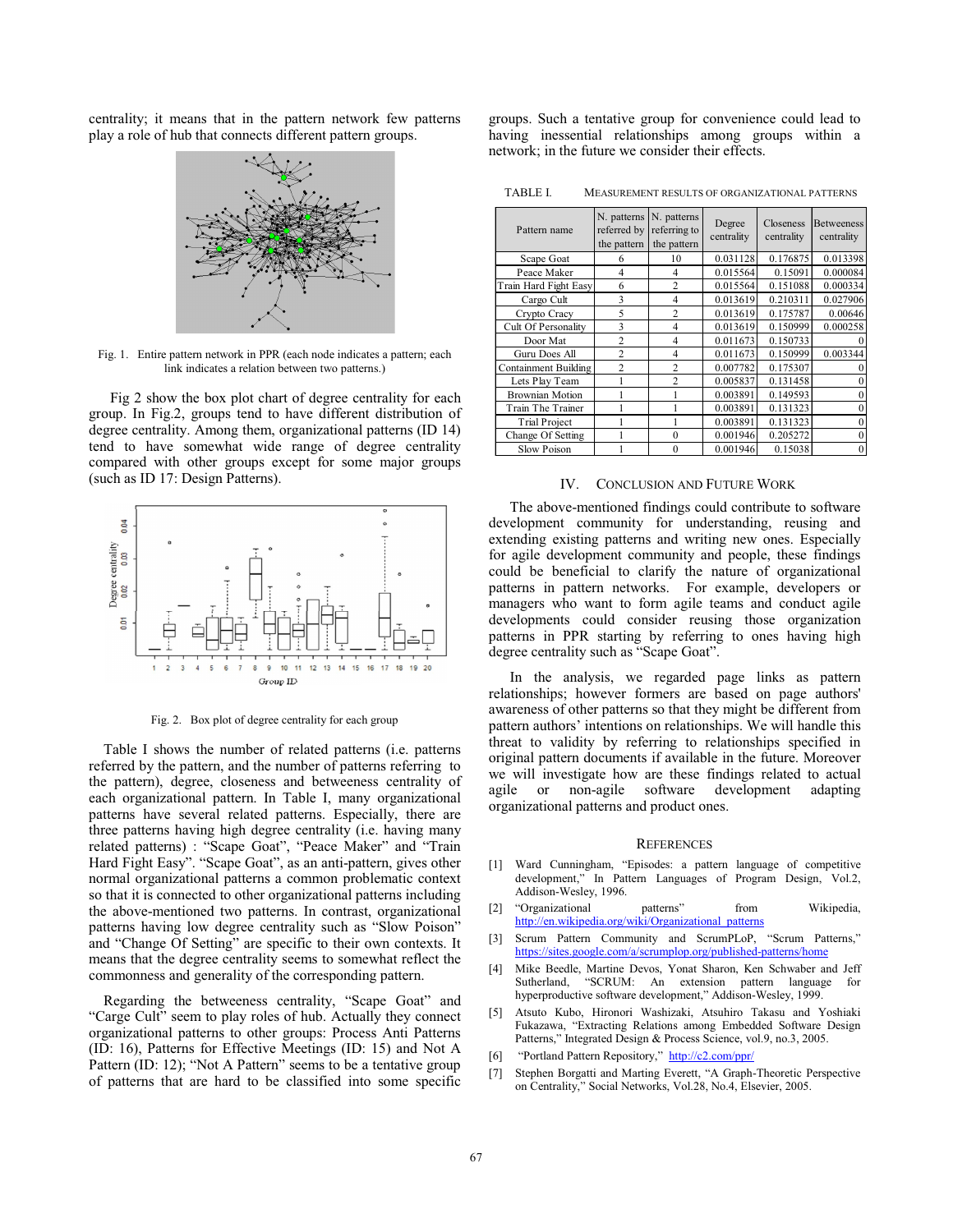centrality; it means that in the pattern network few patterns play a role of hub that connects different pattern groups.

Fig. 1. Entire pattern network in PPR (each node indicates a pattern; each link indicates a relation between two patterns.)

Fig 2 show the box plot chart of degree centrality for each group. In Fig.2, groups tend to have different distribution of degree centrality. Among them, organizational patterns (ID 14) tend to have somewhat wide range of degree centrality compared with other groups except for some major groups (such as ID 17: Design Patterns).

Degree centrality
0.01
0.02
0.03
0.04
1 2 3 4 5 6 7 8 9 10 11 12 13 14 15 16 17 18 19 20
Group ID

Fig. 2. Box plot of degree centrality for each group

Table I shows the number of related patterns (i.e. patterns referred by the pattern, and the number of patterns referring to the pattern), degree, closeness and betweeness centrality of each organizational pattern. In Table I, many organizational patterns have several related patterns. Especially, there are three patterns having high degree centrality (i.e. having many related patterns) : "Scape Goat", "Peace Maker" and "Train Hard Fight Easy". "Scape Goat", as an anti-pattern, gives other normal organizational patterns a common problematic context so that it is connected to other organizational patterns including the above-mentioned two patterns. In contrast, organizational patterns having low degree centrality such as "Slow Poison" and "Change Of Setting" are specific to their own contexts. It means that the degree centrality seems to somewhat reflect the commonness and generality of the corresponding pattern.

Regarding the betweeness centrality, "Scape Goat" and "Carge Cult" seem to play roles of hub. Actually they connect organizational patterns to other groups: Process Anti Patterns (ID: 16), Patterns for Effective Meetings (ID: 15) and Not A Pattern (ID: 12); "Not A Pattern" seems to be a tentative group of patterns that are hard to be classified into some specific groups. Such a tentative group for convenience could lead to having inessential relationships among groups within a network; in the future we consider their effects.

TABLE I. MEASUREMENT RESULTS OF ORGANIZATIONAL PATTERNS

| Pattern name | N. patterns referred by the pattern | N. patterns referring to the pattern | Degree centrality | Closeness centrality | Betweeness centrality |
|---|---|---|---|---|---|
| Scape Goat | 6 | 10 | 0.031128 | 0.176875 | 0.013398 |
| Peace Maker | 4 | 4 | 0.015564 | 0.15091 | 0.000084 |
| Train Hard Fight Easy | 6 | 2 | 0.015564 | 0.151088 | 0.000334 |
| Cargo Cult | 3 | 4 | 0.013619 | 0.210311 | 0.027906 |
| Crypto Cracy | 5 | 2 | 0.013619 | 0.175787 | 0.00646 |
| Cult Of Personality | 3 | 4 | 0.013619 | 0.150999 | 0.000258 |
| Door Mat | 2 | 4 | 0.011673 | 0.150733 | 0 |
| Guru Does All | 2 | 4 | 0.011673 | 0.150999 | 0.003344 |
| Containment Building | 2 | 2 | 0.007782 | 0.175307 | 0 |
| Lets Play Team | 1 | 2 | 0.005837 | 0.131458 | 0 |
| Brownian Motion | 1 | 1 | 0.003891 | 0.149593 | 0 |
| Train The Trainer | 1 | 1 | 0.003891 | 0.131323 | 0 |
| Trial Project | 1 | 1 | 0.003891 | 0.131323 | 0 |
| Change Of Setting | 1 | 0 | 0.001946 | 0.205272 | 0 |
| Slow Poison | 1 | 0 | 0.001946 | 0.15038 | 0 |

## IV. CONCLUSION AND FUTURE WORK

The above-mentioned findings could contribute to software development community for understanding, reusing and extending existing patterns and writing new ones. Especially for agile development community and people, these findings could be beneficial to clarify the nature of organizational patterns in pattern networks. For example, developers or managers who want to form agile teams and conduct agile developments could consider reusing those organization patterns in PPR starting by referring to ones having high degree centrality such as "Scape Goat".

In the analysis, we regarded page links as pattern relationships; however formers are based on page authors' awareness of other patterns so that they might be different from pattern authors' intentions on relationships. We will handle this threat to validity by referring to relationships specified in original pattern documents if available in the future. Moreover we will investigate how are these findings related to actual agile or non-agile software development adapting organizational patterns and product ones.

## REFERENCES

[1] Ward Cunningham, "Episodes: a pattern language of competitive development," In Pattern Languages of Program Design, Vol.2, Addison-Wesley, 1996.

[2] "Organizational patterns" from Wikipedia, http://en.wikipedia.org/wiki/Organizational_patterns

[3] Scrum Pattern Community and ScrumPLoP, "Scrum Patterns," https://sites.google.com/a/scrumplop.org/published-patterns/home

[4] Mike Beedle, Martine Devos, Yonat Sharon, Ken Schwaber and Jeff Sutherland, "SCRUM: An extension pattern language for hyperproductive software development," Addison-Wesley, 1999.

[5] Atsuto Kubo, Hironori Washizaki, Atsuhiro Takasu and Yoshiaki Fukazawa, "Extracting Relations among Embedded Software Design Patterns," Integrated Design & Process Science, vol.9, no.3, 2005.

[6] "Portland Pattern Repository," http://c2.com/ppr/

[7] Stephen Borgatti and Marting Everett, "A Graph-Theoretic Perspective on Centrality," Social Networks, Vol.28, No.4, Elsevier, 2005.